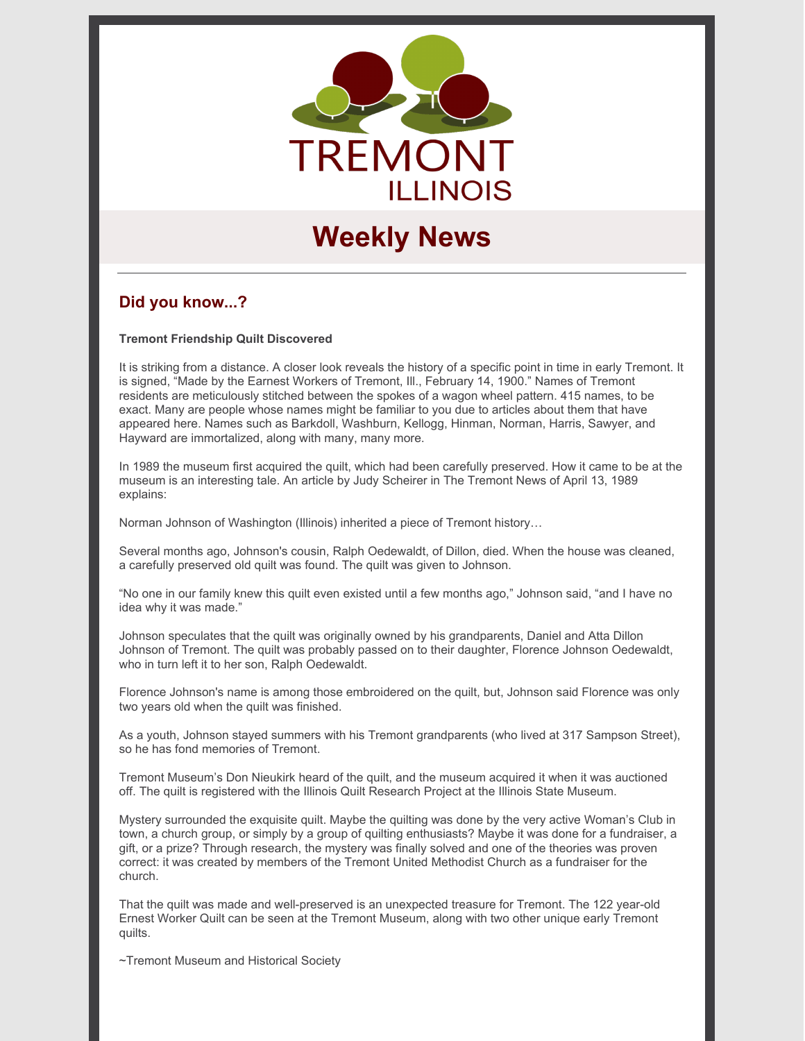TREMONT
ILLINOIS

# Weekly News

---

## Did you know...?

**Tremont Friendship Quilt Discovered**

It is striking from a distance. A closer look reveals the history of a specific point in time in early Tremont. It is signed, "Made by the Earnest Workers of Tremont, Ill., February 14, 1900." Names of Tremont residents are meticulously stitched between the spokes of a wagon wheel pattern. 415 names, to be exact. Many are people whose names might be familiar to you due to articles about them that have appeared here. Names such as Barkdoll, Washburn, Kellogg, Hinman, Norman, Harris, Sawyer, and Hayward are immortalized, along with many, many more.

In 1989 the museum first acquired the quilt, which had been carefully preserved. How it came to be at the museum is an interesting tale. An article by Judy Scheirer in The Tremont News of April 13, 1989 explains:

Norman Johnson of Washington (Illinois) inherited a piece of Tremont history…

Several months ago, Johnson's cousin, Ralph Oedewaldt, of Dillon, died. When the house was cleaned, a carefully preserved old quilt was found. The quilt was given to Johnson.

"No one in our family knew this quilt even existed until a few months ago," Johnson said, "and I have no idea why it was made."

Johnson speculates that the quilt was originally owned by his grandparents, Daniel and Atta Dillon Johnson of Tremont. The quilt was probably passed on to their daughter, Florence Johnson Oedewaldt, who in turn left it to her son, Ralph Oedewaldt.

Florence Johnson's name is among those embroidered on the quilt, but, Johnson said Florence was only two years old when the quilt was finished.

As a youth, Johnson stayed summers with his Tremont grandparents (who lived at 317 Sampson Street), so he has fond memories of Tremont.

Tremont Museum's Don Nieukirk heard of the quilt, and the museum acquired it when it was auctioned off. The quilt is registered with the Illinois Quilt Research Project at the Illinois State Museum.

Mystery surrounded the exquisite quilt. Maybe the quilting was done by the very active Woman's Club in town, a church group, or simply by a group of quilting enthusiasts? Maybe it was done for a fundraiser, a gift, or a prize? Through research, the mystery was finally solved and one of the theories was proven correct: it was created by members of the Tremont United Methodist Church as a fundraiser for the church.

That the quilt was made and well-preserved is an unexpected treasure for Tremont. The 122 year-old Ernest Worker Quilt can be seen at the Tremont Museum, along with two other unique early Tremont quilts.

~Tremont Museum and Historical Society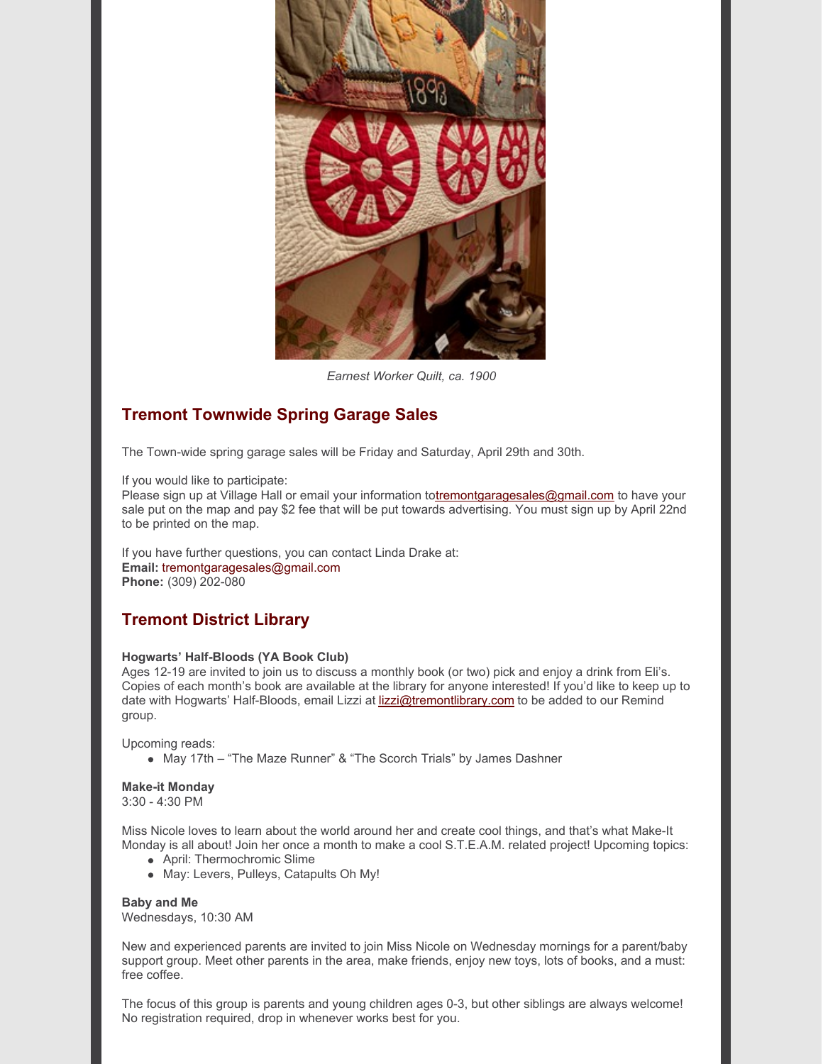*Earnest Worker Quilt, ca. 1900*

## Tremont Townwide Spring Garage Sales

The Town-wide spring garage sales will be Friday and Saturday, April 29th and 30th.

If you would like to participate:
Please sign up at Village Hall or email your information totremontgaragesales@gmail.com to have your sale put on the map and pay $2 fee that will be put towards advertising. You must sign up by April 22nd to be printed on the map.

If you have further questions, you can contact Linda Drake at:
**Email:** tremontgaragesales@gmail.com
**Phone:** (309) 202-080

## Tremont District Library

**Hogwarts' Half-Bloods (YA Book Club)**
Ages 12-19 are invited to join us to discuss a monthly book (or two) pick and enjoy a drink from Eli's. Copies of each month's book are available at the library for anyone interested! If you'd like to keep up to date with Hogwarts' Half-Bloods, email Lizzi at lizzi@tremontlibrary.com to be added to our Remind group.

Upcoming reads:

- May 17th – "The Maze Runner" & "The Scorch Trials" by James Dashner

**Make-it Monday**
3:30 - 4:30 PM

Miss Nicole loves to learn about the world around her and create cool things, and that's what Make-It Monday is all about! Join her once a month to make a cool S.T.E.A.M. related project! Upcoming topics:

- April: Thermochromic Slime
- May: Levers, Pulleys, Catapults Oh My!

**Baby and Me**
Wednesdays, 10:30 AM

New and experienced parents are invited to join Miss Nicole on Wednesday mornings for a parent/baby support group. Meet other parents in the area, make friends, enjoy new toys, lots of books, and a must: free coffee.

The focus of this group is parents and young children ages 0-3, but other siblings are always welcome! No registration required, drop in whenever works best for you.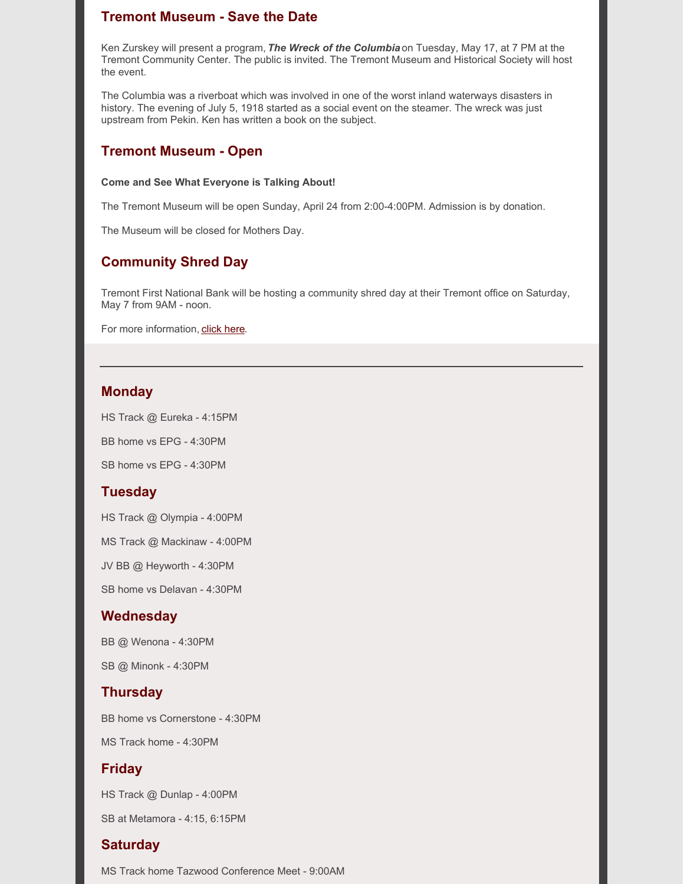## Tremont Museum - Save the Date

Ken Zurskey will present a program, ***The Wreck of the Columbia*** on Tuesday, May 17, at 7 PM at the Tremont Community Center. The public is invited. The Tremont Museum and Historical Society will host the event.

The Columbia was a riverboat which was involved in one of the worst inland waterways disasters in history. The evening of July 5, 1918 started as a social event on the steamer. The wreck was just upstream from Pekin. Ken has written a book on the subject.

## Tremont Museum - Open

**Come and See What Everyone is Talking About!**

The Tremont Museum will be open Sunday, April 24 from 2:00-4:00PM. Admission is by donation.

The Museum will be closed for Mothers Day.

## Community Shred Day

Tremont First National Bank will be hosting a community shred day at their Tremont office on Saturday, May 7 from 9AM - noon.

For more information, click here.

---

## Monday

HS Track @ Eureka - 4:15PM

BB home vs EPG - 4:30PM

SB home vs EPG - 4:30PM

## Tuesday

HS Track @ Olympia - 4:00PM

MS Track @ Mackinaw - 4:00PM

JV BB @ Heyworth - 4:30PM

SB home vs Delavan - 4:30PM

## Wednesday

BB @ Wenona - 4:30PM

SB @ Minonk - 4:30PM

## Thursday

BB home vs Cornerstone - 4:30PM

MS Track home - 4:30PM

## Friday

HS Track @ Dunlap - 4:00PM

SB at Metamora - 4:15, 6:15PM

## Saturday

MS Track home Tazwood Conference Meet - 9:00AM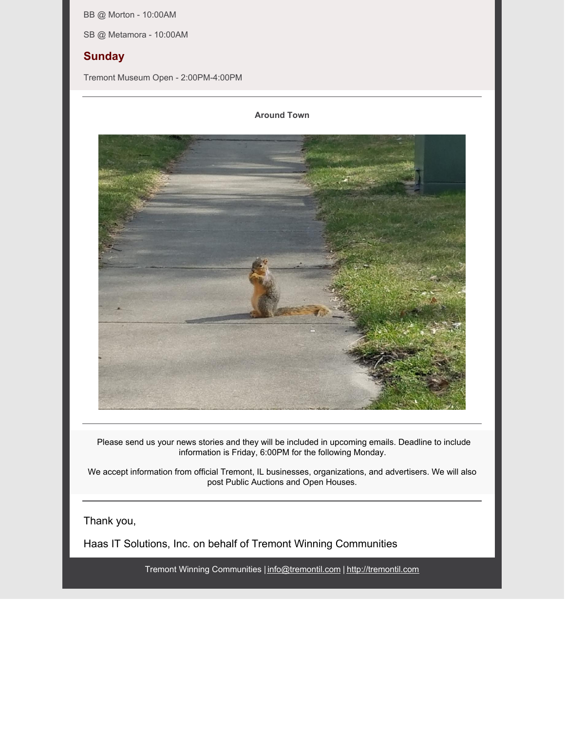BB @ Morton - 10:00AM

SB @ Metamora - 10:00AM

## Sunday

Tremont Museum Open - 2:00PM-4:00PM

---

**Around Town**

---

Please send us your news stories and they will be included in upcoming emails. Deadline to include information is Friday, 6:00PM for the following Monday.

We accept information from official Tremont, IL businesses, organizations, and advertisers. We will also post Public Auctions and Open Houses.

---

Thank you,

Haas IT Solutions, Inc. on behalf of Tremont Winning Communities

Tremont Winning Communities | info@tremontil.com | http://tremontil.com